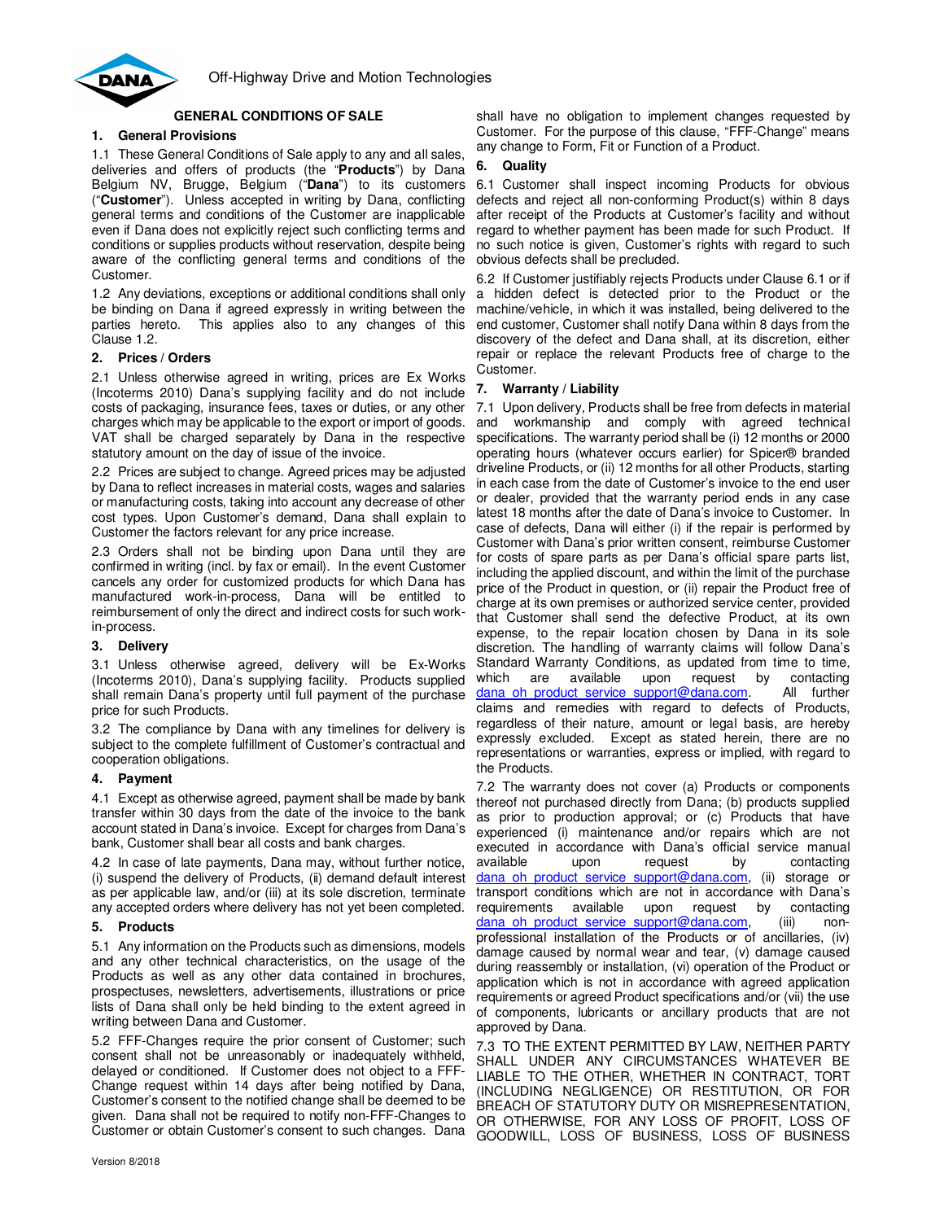Off-Highway Drive and Motion Technologies

# GENERAL CONDITIONS OF SALE

## 1. General Provisions

1.1 These General Conditions of Sale apply to any and all sales, deliveries and offers of products (the "**Products**") by Dana Belgium NV, Brugge, Belgium ("**Dana**") to its customers ("**Customer**"). Unless accepted in writing by Dana, conflicting general terms and conditions of the Customer are inapplicable even if Dana does not explicitly reject such conflicting terms and conditions or supplies products without reservation, despite being aware of the conflicting general terms and conditions of the Customer.

1.2 Any deviations, exceptions or additional conditions shall only be binding on Dana if agreed expressly in writing between the parties hereto. This applies also to any changes of this Clause 1.2.

## 2. Prices / Orders

2.1 Unless otherwise agreed in writing, prices are Ex Works (Incoterms 2010) Dana's supplying facility and do not include costs of packaging, insurance fees, taxes or duties, or any other charges which may be applicable to the export or import of goods. VAT shall be charged separately by Dana in the respective statutory amount on the day of issue of the invoice.

2.2 Prices are subject to change. Agreed prices may be adjusted by Dana to reflect increases in material costs, wages and salaries or manufacturing costs, taking into account any decrease of other cost types. Upon Customer's demand, Dana shall explain to Customer the factors relevant for any price increase.

2.3 Orders shall not be binding upon Dana until they are confirmed in writing (incl. by fax or email). In the event Customer cancels any order for customized products for which Dana has manufactured work-in-process, Dana will be entitled to reimbursement of only the direct and indirect costs for such work-in-process.

## 3. Delivery

3.1 Unless otherwise agreed, delivery will be Ex-Works (Incoterms 2010), Dana's supplying facility. Products supplied shall remain Dana's property until full payment of the purchase price for such Products.

3.2 The compliance by Dana with any timelines for delivery is subject to the complete fulfillment of Customer's contractual and cooperation obligations.

## 4. Payment

4.1 Except as otherwise agreed, payment shall be made by bank transfer within 30 days from the date of the invoice to the bank account stated in Dana's invoice. Except for charges from Dana's bank, Customer shall bear all costs and bank charges.

4.2 In case of late payments, Dana may, without further notice, (i) suspend the delivery of Products, (ii) demand default interest as per applicable law, and/or (iii) at its sole discretion, terminate any accepted orders where delivery has not yet been completed.

## 5. Products

5.1 Any information on the Products such as dimensions, models and any other technical characteristics, on the usage of the Products as well as any other data contained in brochures, prospectuses, newsletters, advertisements, illustrations or price lists of Dana shall only be held binding to the extent agreed in writing between Dana and Customer.

5.2 FFF-Changes require the prior consent of Customer; such consent shall not be unreasonably or inadequately withheld, delayed or conditioned. If Customer does not object to a FFF-Change request within 14 days after being notified by Dana, Customer's consent to the notified change shall be deemed to be given. Dana shall not be required to notify non-FFF-Changes to Customer or obtain Customer's consent to such changes. Dana shall have no obligation to implement changes requested by Customer. For the purpose of this clause, "FFF-Change" means any change to Form, Fit or Function of a Product.

## 6. Quality

6.1 Customer shall inspect incoming Products for obvious defects and reject all non-conforming Product(s) within 8 days after receipt of the Products at Customer's facility and without regard to whether payment has been made for such Product. If no such notice is given, Customer's rights with regard to such obvious defects shall be precluded.

6.2 If Customer justifiably rejects Products under Clause 6.1 or if a hidden defect is detected prior to the Product or the machine/vehicle, in which it was installed, being delivered to the end customer, Customer shall notify Dana within 8 days from the discovery of the defect and Dana shall, at its discretion, either repair or replace the relevant Products free of charge to the Customer.

## 7. Warranty / Liability

7.1 Upon delivery, Products shall be free from defects in material and workmanship and comply with agreed technical specifications. The warranty period shall be (i) 12 months or 2000 operating hours (whatever occurs earlier) for Spicer® branded driveline Products, or (ii) 12 months for all other Products, starting in each case from the date of Customer's invoice to the end user or dealer, provided that the warranty period ends in any case latest 18 months after the date of Dana's invoice to Customer. In case of defects, Dana will either (i) if the repair is performed by Customer with Dana's prior written consent, reimburse Customer for costs of spare parts as per Dana's official spare parts list, including the applied discount, and within the limit of the purchase price of the Product in question, or (ii) repair the Product free of charge at its own premises or authorized service center, provided that Customer shall send the defective Product, at its own expense, to the repair location chosen by Dana in its sole discretion. The handling of warranty claims will follow Dana's Standard Warranty Conditions, as updated from time to time, which are available upon request by contacting dana_oh_product_service_support@dana.com. All further claims and remedies with regard to defects of Products, regardless of their nature, amount or legal basis, are hereby expressly excluded. Except as stated herein, there are no representations or warranties, express or implied, with regard to the Products.

7.2 The warranty does not cover (a) Products or components thereof not purchased directly from Dana; (b) products supplied as prior to production approval; or (c) Products that have experienced (i) maintenance and/or repairs which are not executed in accordance with Dana's official service manual available upon request by contacting dana_oh_product_service_support@dana.com, (ii) storage or transport conditions which are not in accordance with Dana's requirements available upon request by contacting dana_oh_product_service_support@dana.com, (iii) non-professional installation of the Products or of ancillaries, (iv) damage caused by normal wear and tear, (v) damage caused during reassembly or installation, (vi) operation of the Product or application which is not in accordance with agreed application requirements or agreed Product specifications and/or (vii) the use of components, lubricants or ancillary products that are not approved by Dana.

7.3 TO THE EXTENT PERMITTED BY LAW, NEITHER PARTY SHALL UNDER ANY CIRCUMSTANCES WHATEVER BE LIABLE TO THE OTHER, WHETHER IN CONTRACT, TORT (INCLUDING NEGLIGENCE) OR RESTITUTION, OR FOR BREACH OF STATUTORY DUTY OR MISREPRESENTATION, OR OTHERWISE, FOR ANY LOSS OF PROFIT, LOSS OF GOODWILL, LOSS OF BUSINESS, LOSS OF BUSINESS

Version 8/2018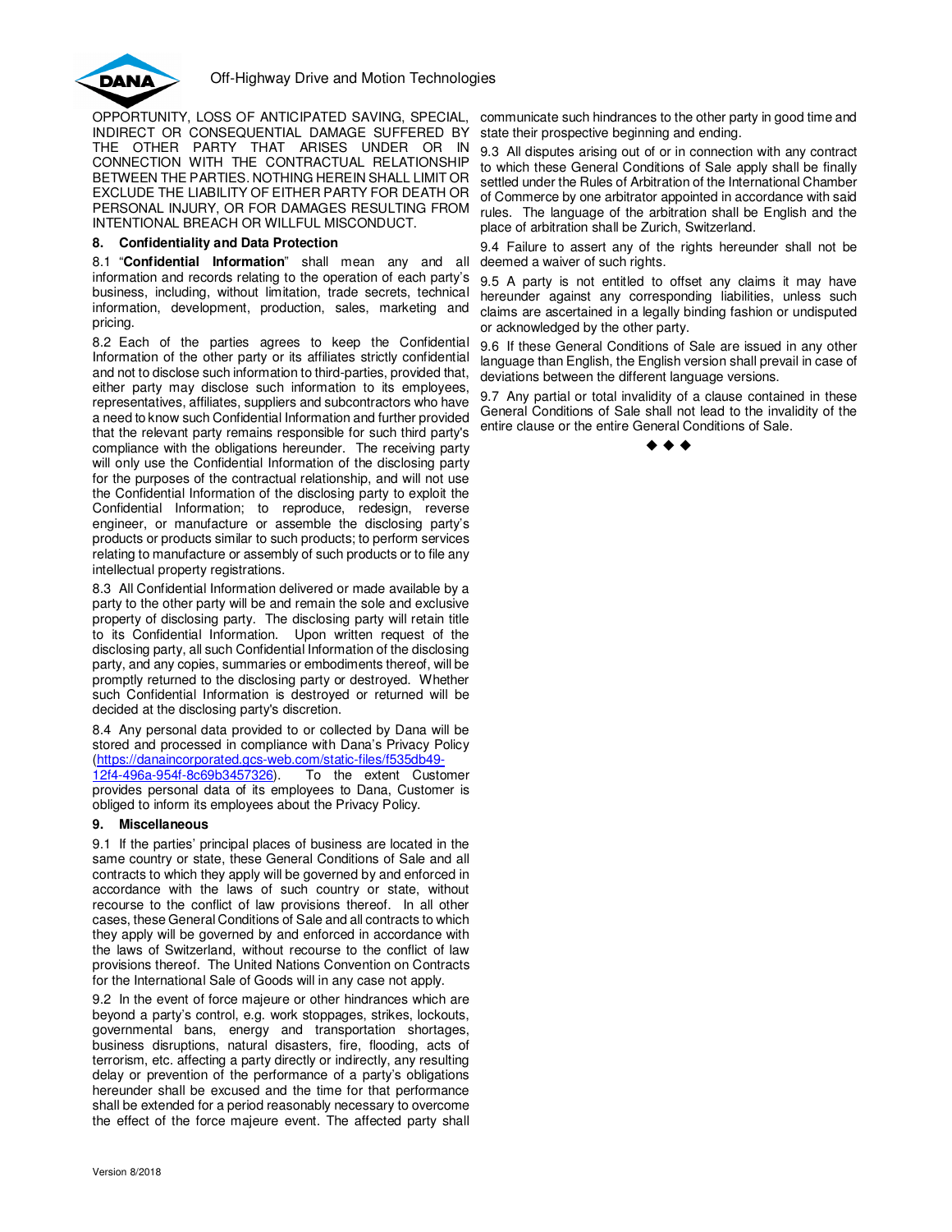OPPORTUNITY, LOSS OF ANTICIPATED SAVING, SPECIAL, INDIRECT OR CONSEQUENTIAL DAMAGE SUFFERED BY THE OTHER PARTY THAT ARISES UNDER OR IN CONNECTION WITH THE CONTRACTUAL RELATIONSHIP BETWEEN THE PARTIES. NOTHING HEREIN SHALL LIMIT OR EXCLUDE THE LIABILITY OF EITHER PARTY FOR DEATH OR PERSONAL INJURY, OR FOR DAMAGES RESULTING FROM INTENTIONAL BREACH OR WILLFUL MISCONDUCT.

## 8. Confidentiality and Data Protection

8.1 "**Confidential Information**" shall mean any and all information and records relating to the operation of each party's business, including, without limitation, trade secrets, technical information, development, production, sales, marketing and pricing.

8.2 Each of the parties agrees to keep the Confidential Information of the other party or its affiliates strictly confidential and not to disclose such information to third-parties, provided that, either party may disclose such information to its employees, representatives, affiliates, suppliers and subcontractors who have a need to know such Confidential Information and further provided that the relevant party remains responsible for such third party's compliance with the obligations hereunder. The receiving party will only use the Confidential Information of the disclosing party for the purposes of the contractual relationship, and will not use the Confidential Information of the disclosing party to exploit the Confidential Information; to reproduce, redesign, reverse engineer, or manufacture or assemble the disclosing party's products or products similar to such products; to perform services relating to manufacture or assembly of such products or to file any intellectual property registrations.

8.3 All Confidential Information delivered or made available by a party to the other party will be and remain the sole and exclusive property of disclosing party. The disclosing party will retain title to its Confidential Information. Upon written request of the disclosing party, all such Confidential Information of the disclosing party, and any copies, summaries or embodiments thereof, will be promptly returned to the disclosing party or destroyed. Whether such Confidential Information is destroyed or returned will be decided at the disclosing party's discretion.

8.4 Any personal data provided to or collected by Dana will be stored and processed in compliance with Dana's Privacy Policy (https://danaincorporated.gcs-web.com/static-files/f535db49-12f4-496a-954f-8c69b3457326). To the extent Customer provides personal data of its employees to Dana, Customer is obliged to inform its employees about the Privacy Policy.

## 9. Miscellaneous

9.1 If the parties' principal places of business are located in the same country or state, these General Conditions of Sale and all contracts to which they apply will be governed by and enforced in accordance with the laws of such country or state, without recourse to the conflict of law provisions thereof. In all other cases, these General Conditions of Sale and all contracts to which they apply will be governed by and enforced in accordance with the laws of Switzerland, without recourse to the conflict of law provisions thereof. The United Nations Convention on Contracts for the International Sale of Goods will in any case not apply.

9.2 In the event of force majeure or other hindrances which are beyond a party's control, e.g. work stoppages, strikes, lockouts, governmental bans, energy and transportation shortages, business disruptions, natural disasters, fire, flooding, acts of terrorism, etc. affecting a party directly or indirectly, any resulting delay or prevention of the performance of a party's obligations hereunder shall be excused and the time for that performance shall be extended for a period reasonably necessary to overcome the effect of the force majeure event. The affected party shall communicate such hindrances to the other party in good time and state their prospective beginning and ending.

9.3 All disputes arising out of or in connection with any contract to which these General Conditions of Sale apply shall be finally settled under the Rules of Arbitration of the International Chamber of Commerce by one arbitrator appointed in accordance with said rules. The language of the arbitration shall be English and the place of arbitration shall be Zurich, Switzerland.

9.4 Failure to assert any of the rights hereunder shall not be deemed a waiver of such rights.

9.5 A party is not entitled to offset any claims it may have hereunder against any corresponding liabilities, unless such claims are ascertained in a legally binding fashion or undisputed or acknowledged by the other party.

9.6 If these General Conditions of Sale are issued in any other language than English, the English version shall prevail in case of deviations between the different language versions.

9.7 Any partial or total invalidity of a clause contained in these General Conditions of Sale shall not lead to the invalidity of the entire clause or the entire General Conditions of Sale.

◆ ◆ ◆